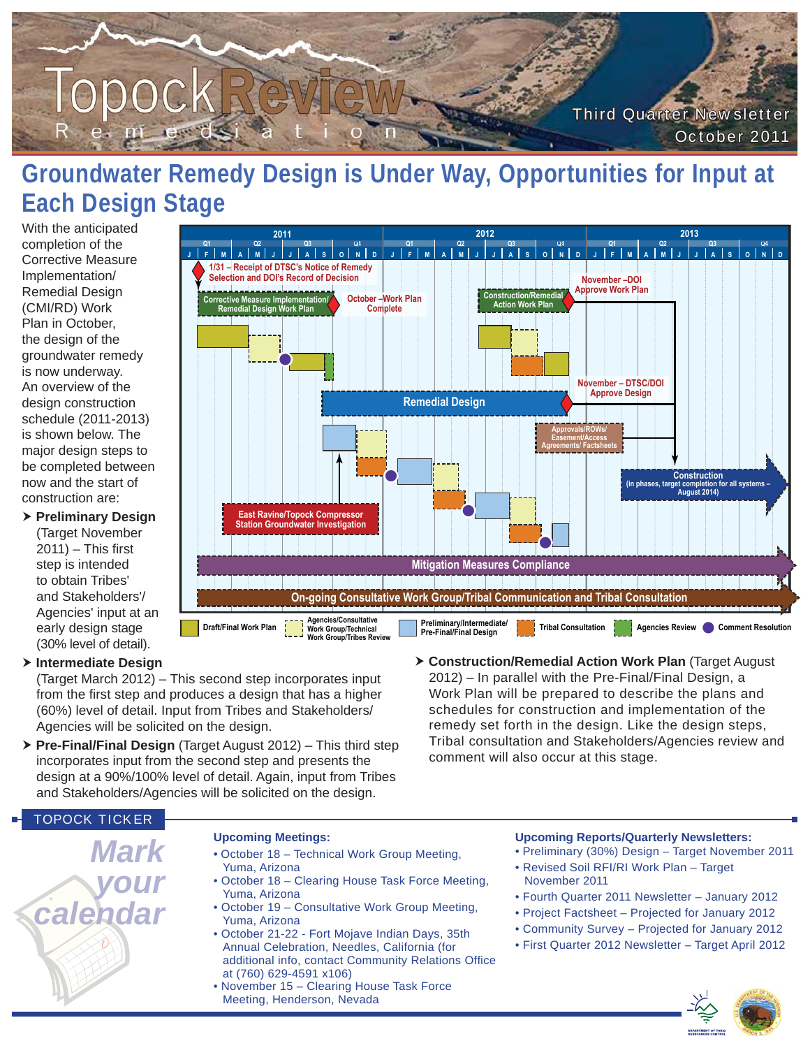# Topock Review Remediation

Third Quarter Newsletter
October 2011

## Groundwater Remedy Design is Under Way, Opportunities for Input at Each Design Stage

With the anticipated completion of the Corrective Measure Implementation/ Remedial Design (CMI/RD) Work Plan in October, the design of the groundwater remedy is now underway. An overview of the design construction schedule (2011-2013) is shown below. The major design steps to be completed between now and the start of construction are:

- **Preliminary Design** (Target November 2011) – This first step is intended to obtain Tribes' and Stakeholders'/ Agencies' input at an early design stage (30% level of detail).
- **Intermediate Design** (Target March 2012) – This second step incorporates input from the first step and produces a design that has a higher (60%) level of detail. Input from Tribes and Stakeholders/ Agencies will be solicited on the design.
- **Pre-Final/Final Design** (Target August 2012) – This third step incorporates input from the second step and presents the design at a 90%/100% level of detail. Again, input from Tribes and Stakeholders/Agencies will be solicited on the design.
- **Construction/Remedial Action Work Plan** (Target August 2012) – In parallel with the Pre-Final/Final Design, a Work Plan will be prepared to describe the plans and schedules for construction and implementation of the remedy set forth in the design. Like the design steps, Tribal consultation and Stakeholders/Agencies review and comment will also occur at this stage.

Schedule chart (2011–2013) items:

- 1/31 – Receipt of DTSC's Notice of Remedy Selection and DOI's Record of Decision
- Corrective Measure Implementation/ Remedial Design Work Plan
- October – Work Plan Complete
- Construction/Remedial Action Work Plan
- November – DOI Approve Work Plan
- Remedial Design
- November – DTSC/DOI Approve Design
- Approvals/ROWs/ Easement/Access Agreements/ Factsheets
- Construction (in phases, target completion for all systems – August 2014)
- East Ravine/Topock Compressor Station Groundwater Investigation
- Mitigation Measures Compliance
- On-going Consultative Work Group/Tribal Communication and Tribal Consultation

Legend: Draft/Final Work Plan; Agencies/Consultative Work Group/Technical Work Group/Tribes Review; Preliminary/Intermediate/ Pre-Final/Final Design; Tribal Consultation; Agencies Review; Comment Resolution

## TOPOCK TICKER

*Mark your calendar*

### Upcoming Meetings:

- October 18 – Technical Work Group Meeting, Yuma, Arizona
- October 18 – Clearing House Task Force Meeting, Yuma, Arizona
- October 19 – Consultative Work Group Meeting, Yuma, Arizona
- October 21-22 - Fort Mojave Indian Days, 35th Annual Celebration, Needles, California (for additional info, contact Community Relations Office at (760) 629-4591 x106)
- November 15 – Clearing House Task Force Meeting, Henderson, Nevada

### Upcoming Reports/Quarterly Newsletters:

- Preliminary (30%) Design – Target November 2011
- Revised Soil RFI/RI Work Plan – Target November 2011
- Fourth Quarter 2011 Newsletter – January 2012
- Project Factsheet – Projected for January 2012
- Community Survey – Projected for January 2012
- First Quarter 2012 Newsletter – Target April 2012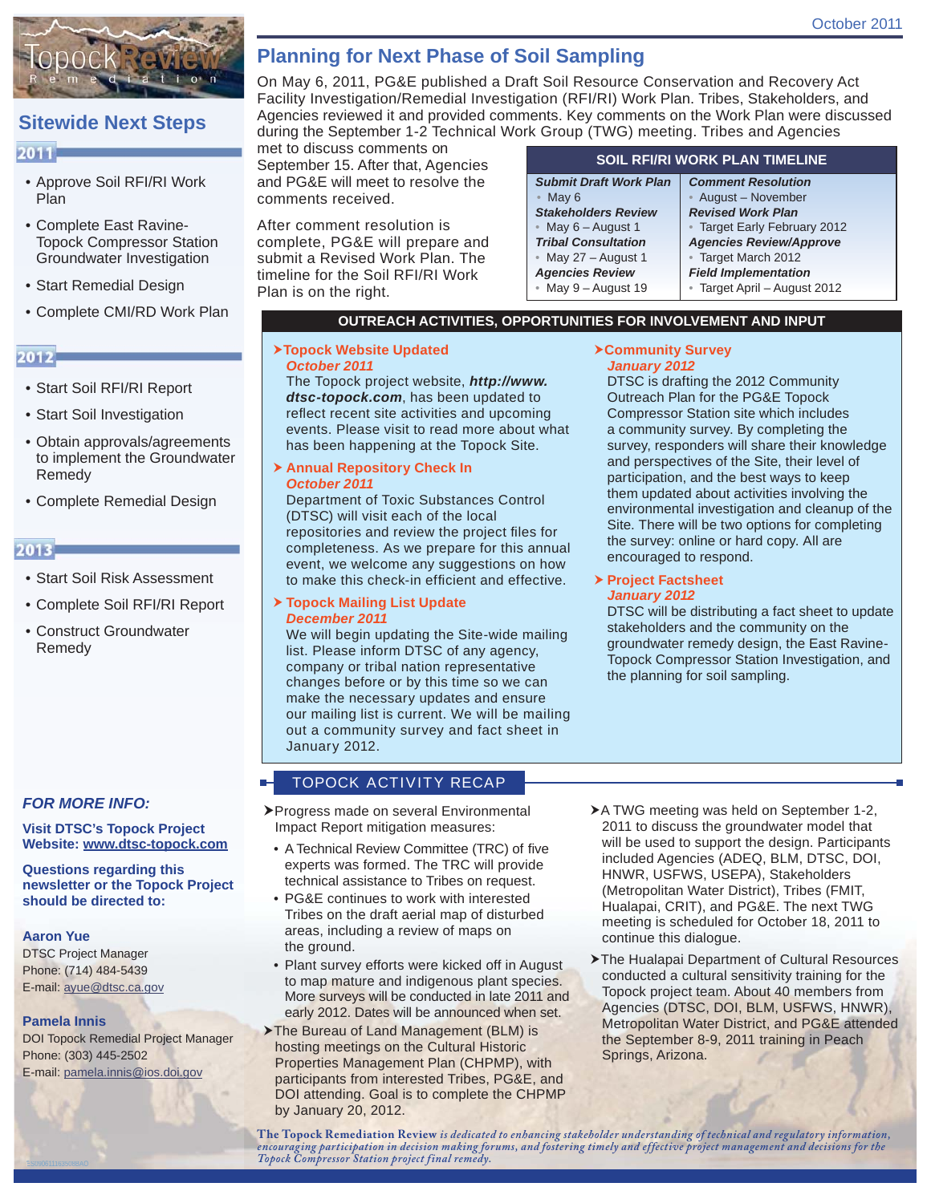October 2011

# Sitewide Next Steps

## 2011

- Approve Soil RFI/RI Work Plan
- Complete East Ravine-Topock Compressor Station Groundwater Investigation
- Start Remedial Design
- Complete CMI/RD Work Plan

## 2012

- Start Soil RFI/RI Report
- Start Soil Investigation
- Obtain approvals/agreements to implement the Groundwater Remedy
- Complete Remedial Design

## 2013

- Start Soil Risk Assessment
- Complete Soil RFI/RI Report
- Construct Groundwater Remedy

## Planning for Next Phase of Soil Sampling

On May 6, 2011, PG&E published a Draft Soil Resource Conservation and Recovery Act Facility Investigation/Remedial Investigation (RFI/RI) Work Plan. Tribes, Stakeholders, and Agencies reviewed it and provided comments. Key comments on the Work Plan were discussed during the September 1-2 Technical Work Group (TWG) meeting. Tribes and Agencies met to discuss comments on September 15. After that, Agencies and PG&E will meet to resolve the comments received.

After comment resolution is complete, PG&E will prepare and submit a Revised Work Plan. The timeline for the Soil RFI/RI Work Plan is on the right.

**SOIL RFI/RI WORK PLAN TIMELINE**

| | |
|---|---|
| ***Submit Draft Work Plan*** • May 6 | ***Comment Resolution*** • August – November |
| ***Stakeholders Review*** • May 6 – August 1 | ***Revised Work Plan*** • Target Early February 2012 |
| ***Tribal Consultation*** • May 27 – August 1 | ***Agencies Review/Approve*** • Target March 2012 |
| ***Agencies Review*** • May 9 – August 19 | ***Field Implementation*** • Target April – August 2012 |

## OUTREACH ACTIVITIES, OPPORTUNITIES FOR INVOLVEMENT AND INPUT

**➤Topock Website Updated**
***October 2011***
The Topock project website, ***http://www.dtsc-topock.com***, has been updated to reflect recent site activities and upcoming events. Please visit to read more about what has been happening at the Topock Site.

**➤ Annual Repository Check In**
***October 2011***
Department of Toxic Substances Control (DTSC) will visit each of the local repositories and review the project files for completeness. As we prepare for this annual event, we welcome any suggestions on how to make this check-in efficient and effective.

**➤ Topock Mailing List Update**
***December 2011***
We will begin updating the Site-wide mailing list. Please inform DTSC of any agency, company or tribal nation representative changes before or by this time so we can make the necessary updates and ensure our mailing list is current. We will be mailing out a community survey and fact sheet in January 2012.

**➤Community Survey**
***January 2012***
DTSC is drafting the 2012 Community Outreach Plan for the PG&E Topock Compressor Station site which includes a community survey. By completing the survey, responders will share their knowledge and perspectives of the Site, their level of participation, and the best ways to keep them updated about activities involving the environmental investigation and cleanup of the Site. There will be two options for completing the survey: online or hard copy. All are encouraged to respond.

**➤ Project Factsheet**
***January 2012***
DTSC will be distributing a fact sheet to update stakeholders and the community on the groundwater remedy design, the East Ravine-Topock Compressor Station Investigation, and the planning for soil sampling.

## TOPOCK ACTIVITY RECAP

➤Progress made on several Environmental Impact Report mitigation measures:

- A Technical Review Committee (TRC) of five experts was formed. The TRC will provide technical assistance to Tribes on request.
- PG&E continues to work with interested Tribes on the draft aerial map of disturbed areas, including a review of maps on the ground.
- Plant survey efforts were kicked off in August to map mature and indigenous plant species. More surveys will be conducted in late 2011 and early 2012. Dates will be announced when set.

➤The Bureau of Land Management (BLM) is hosting meetings on the Cultural Historic Properties Management Plan (CHPMP), with participants from interested Tribes, PG&E, and DOI attending. Goal is to complete the CHPMP by January 20, 2012.

➤A TWG meeting was held on September 1-2, 2011 to discuss the groundwater model that will be used to support the design. Participants included Agencies (ADEQ, BLM, DTSC, DOI, HNWR, USFWS, USEPA), Stakeholders (Metropolitan Water District), Tribes (FMIT, Hualapai, CRIT), and PG&E. The next TWG meeting is scheduled for October 18, 2011 to continue this dialogue.

➤The Hualapai Department of Cultural Resources conducted a cultural sensitivity training for the Topock project team. About 40 members from Agencies (DTSC, DOI, BLM, USFWS, HNWR), Metropolitan Water District, and PG&E attended the September 8-9, 2011 training in Peach Springs, Arizona.

***FOR MORE INFO:***

**Visit DTSC's Topock Project Website: www.dtsc-topock.com**

**Questions regarding this newsletter or the Topock Project should be directed to:**

**Aaron Yue**
DTSC Project Manager
Phone: (714) 484-5439
E-mail: ayue@dtsc.ca.gov

**Pamela Innis**
DOI Topock Remedial Project Manager
Phone: (303) 445-2502
E-mail: pamela.innis@ios.doi.gov

**The Topock Remediation Review** *is dedicated to enhancing stakeholder understanding of technical and regulatory information, encouraging participation in decision making forums, and fostering timely and effective project management and decisions for the Topock Compressor Station project final remedy.*